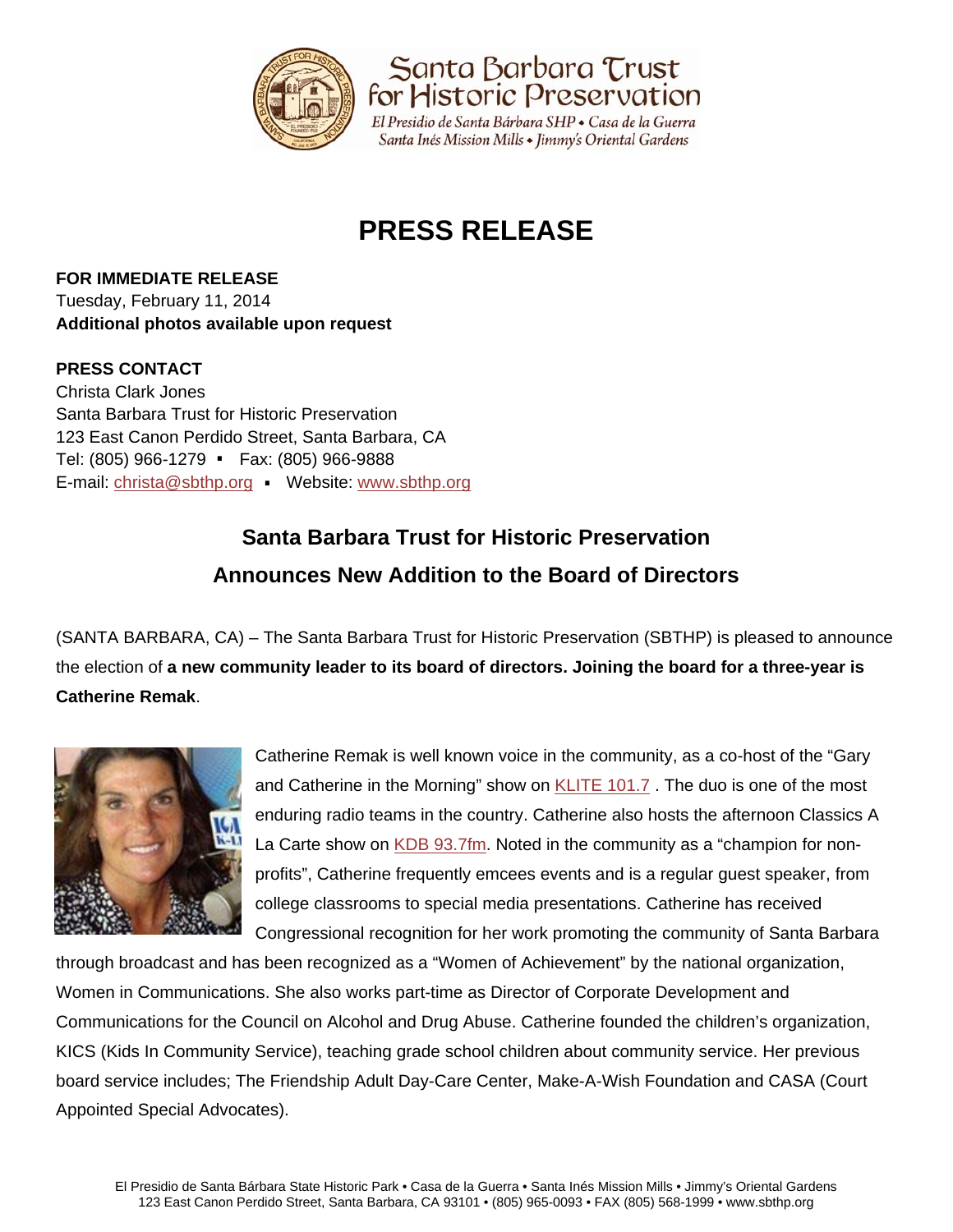Santa Barbara Trust for Historic Preservation

*El Presidio de Santa Bárbara SHP • Casa de la Guerra*
*Santa Inés Mission Mills • Jimmy's Oriental Gardens*

# PRESS RELEASE

**FOR IMMEDIATE RELEASE**
Tuesday, February 11, 2014
**Additional photos available upon request**

**PRESS CONTACT**
Christa Clark Jones
Santa Barbara Trust for Historic Preservation
123 East Canon Perdido Street, Santa Barbara, CA
Tel: (805) 966-1279 ▪ Fax: (805) 966-9888
E-mail: christa@sbthp.org ▪ Website: www.sbthp.org

## Santa Barbara Trust for Historic Preservation Announces New Addition to the Board of Directors

(SANTA BARBARA, CA) – The Santa Barbara Trust for Historic Preservation (SBTHP) is pleased to announce the election of **a new community leader to its board of directors. Joining the board for a three-year is Catherine Remak**.

Catherine Remak is well known voice in the community, as a co-host of the "Gary and Catherine in the Morning" show on KLITE 101.7 . The duo is one of the most enduring radio teams in the country. Catherine also hosts the afternoon Classics A La Carte show on KDB 93.7fm. Noted in the community as a "champion for non-profits", Catherine frequently emcees events and is a regular guest speaker, from college classrooms to special media presentations. Catherine has received Congressional recognition for her work promoting the community of Santa Barbara through broadcast and has been recognized as a "Women of Achievement" by the national organization, Women in Communications. She also works part-time as Director of Corporate Development and Communications for the Council on Alcohol and Drug Abuse. Catherine founded the children's organization, KICS (Kids In Community Service), teaching grade school children about community service. Her previous board service includes; The Friendship Adult Day-Care Center, Make-A-Wish Foundation and CASA (Court Appointed Special Advocates).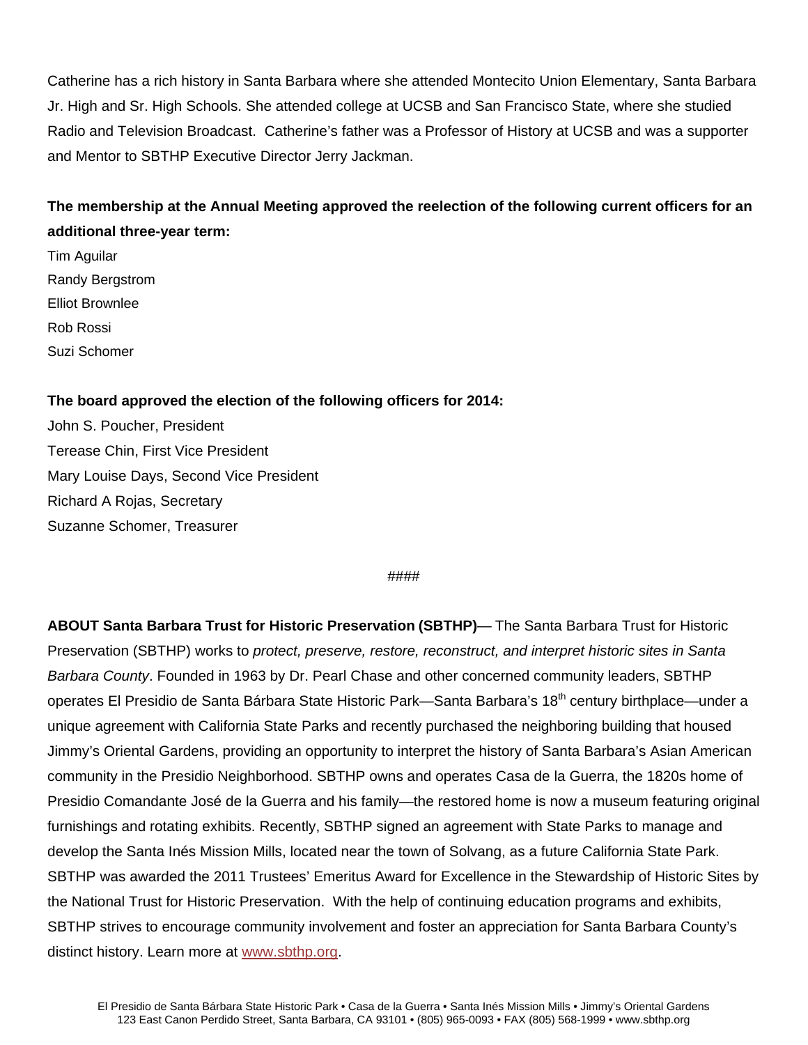Catherine has a rich history in Santa Barbara where she attended Montecito Union Elementary, Santa Barbara Jr. High and Sr. High Schools. She attended college at UCSB and San Francisco State, where she studied Radio and Television Broadcast. Catherine's father was a Professor of History at UCSB and was a supporter and Mentor to SBTHP Executive Director Jerry Jackman.

**The membership at the Annual Meeting approved the reelection of the following current officers for an additional three-year term:**

Tim Aguilar
Randy Bergstrom
Elliot Brownlee
Rob Rossi
Suzi Schomer

**The board approved the election of the following officers for 2014:**

John S. Poucher, President
Terease Chin, First Vice President
Mary Louise Days, Second Vice President
Richard A Rojas, Secretary
Suzanne Schomer, Treasurer

####

**ABOUT Santa Barbara Trust for Historic Preservation (SBTHP)**— The Santa Barbara Trust for Historic Preservation (SBTHP) works to *protect, preserve, restore, reconstruct, and interpret historic sites in Santa Barbara County*. Founded in 1963 by Dr. Pearl Chase and other concerned community leaders, SBTHP operates El Presidio de Santa Bárbara State Historic Park—Santa Barbara's 18th century birthplace—under a unique agreement with California State Parks and recently purchased the neighboring building that housed Jimmy's Oriental Gardens, providing an opportunity to interpret the history of Santa Barbara's Asian American community in the Presidio Neighborhood. SBTHP owns and operates Casa de la Guerra, the 1820s home of Presidio Comandante José de la Guerra and his family—the restored home is now a museum featuring original furnishings and rotating exhibits. Recently, SBTHP signed an agreement with State Parks to manage and develop the Santa Inés Mission Mills, located near the town of Solvang, as a future California State Park. SBTHP was awarded the 2011 Trustees' Emeritus Award for Excellence in the Stewardship of Historic Sites by the National Trust for Historic Preservation. With the help of continuing education programs and exhibits, SBTHP strives to encourage community involvement and foster an appreciation for Santa Barbara County's distinct history. Learn more at [www.sbthp.org](www.sbthp.org).

El Presidio de Santa Bárbara State Historic Park • Casa de la Guerra • Santa Inés Mission Mills • Jimmy's Oriental Gardens
123 East Canon Perdido Street, Santa Barbara, CA 93101 • (805) 965-0093 • FAX (805) 568-1999 • www.sbthp.org